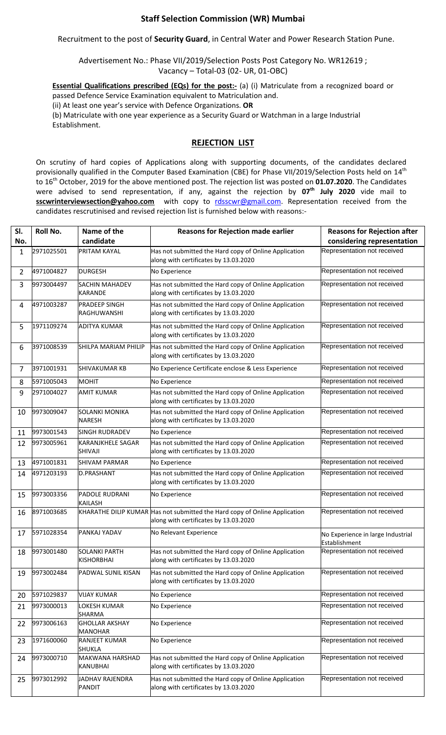## Staff Selection Commission (WR) Mumbai

Recruitment to the post of **Security Guard**, in Central Water and Power Research Station Pune.

Advertisement No.: Phase VII/2019/Selection Posts Post Category No. WR12619 ; Vacancy – Total-03 (02- UR, 01-OBC)

**Essential Qualifications prescribed (EQs) for the post:-** (a) (i) Matriculate from a recognized board or passed Defence Service Examination equivalent to Matriculation and.

(ii) At least one year's service with Defence Organizations. **OR**

(b) Matriculate with one year experience as a Security Guard or Watchman in a large Industrial Establishment.

## REJECTION LIST

On scrutiny of hard copies of Applications along with supporting documents, of the candidates declared provisionally qualified in the Computer Based Examination (CBE) for Phase VII/2019/Selection Posts held on 14th to 16th October, 2019 for the above mentioned post. The rejection list was posted on **01.07.2020**. The Candidates were advised to send representation, if any, against the rejection by **07th July 2020** vide mail to **sscwrinterviewsection@yahoo.com** with copy to rdsscwr@gmail.com. Representation received from the candidates rescrutinised and revised rejection list is furnished below with reasons:-

| Sl. No. | Roll No. | Name of the candidate | Reasons for Rejection made earlier | Reasons for Rejection after considering representation |
|---|---|---|---|---|
| 1 | 2971025501 | PRITAM KAYAL | Has not submitted the Hard copy of Online Application along with certificates by 13.03.2020 | Representation not received |
| 2 | 4971004827 | DURGESH | No Experience | Representation not received |
| 3 | 9973004497 | SACHIN MAHADEV KARANDE | Has not submitted the Hard copy of Online Application along with certificates by 13.03.2020 | Representation not received |
| 4 | 4971003287 | PRADEEP SINGH RAGHUWANSHI | Has not submitted the Hard copy of Online Application along with certificates by 13.03.2020 | Representation not received |
| 5 | 1971109274 | ADITYA KUMAR | Has not submitted the Hard copy of Online Application along with certificates by 13.03.2020 | Representation not received |
| 6 | 3971008539 | SHILPA MARIAM PHILIP | Has not submitted the Hard copy of Online Application along with certificates by 13.03.2020 | Representation not received |
| 7 | 3971001931 | SHIVAKUMAR KB | No Experience Certificate enclose & Less Experience | Representation not received |
| 8 | 5971005043 | MOHIT | No Experience | Representation not received |
| 9 | 2971004027 | AMIT KUMAR | Has not submitted the Hard copy of Online Application along with certificates by 13.03.2020 | Representation not received |
| 10 | 9973009047 | SOLANKI MONIKA NARESH | Has not submitted the Hard copy of Online Application along with certificates by 13.03.2020 | Representation not received |
| 11 | 9973001543 | SINGH RUDRADEV | No Experience | Representation not received |
| 12 | 9973005961 | KARANJKHELE SAGAR SHIVAJI | Has not submitted the Hard copy of Online Application along with certificates by 13.03.2020 | Representation not received |
| 13 | 4971001831 | SHIVAM PARMAR | No Experience | Representation not received |
| 14 | 4971203193 | D.PRASHANT | Has not submitted the Hard copy of Online Application along with certificates by 13.03.2020 | Representation not received |
| 15 | 9973003356 | PADOLE RUDRANI KAILASH | No Experience | Representation not received |
| 16 | 8971003685 | KHARATHE DILIP KUMAR | Has not submitted the Hard copy of Online Application along with certificates by 13.03.2020 | Representation not received |
| 17 | 5971028354 | PANKAJ YADAV | No Relevant Experience | No Experience in large Industrial Establishment |
| 18 | 9973001480 | SOLANKI PARTH KISHORBHAI | Has not submitted the Hard copy of Online Application along with certificates by 13.03.2020 | Representation not received |
| 19 | 9973002484 | PADWAL SUNIL KISAN | Has not submitted the Hard copy of Online Application along with certificates by 13.03.2020 | Representation not received |
| 20 | 5971029837 | VIJAY KUMAR | No Experience | Representation not received |
| 21 | 9973000013 | LOKESH KUMAR SHARMA | No Experience | Representation not received |
| 22 | 9973006163 | GHOLLAR AKSHAY MANOHAR | No Experience | Representation not received |
| 23 | 1971600060 | RANJEET KUMAR SHUKLA | No Experience | Representation not received |
| 24 | 9973000710 | MAKWANA HARSHAD KANUBHAI | Has not submitted the Hard copy of Online Application along with certificates by 13.03.2020 | Representation not received |
| 25 | 9973012992 | JADHAV RAJENDRA PANDIT | Has not submitted the Hard copy of Online Application along with certificates by 13.03.2020 | Representation not received |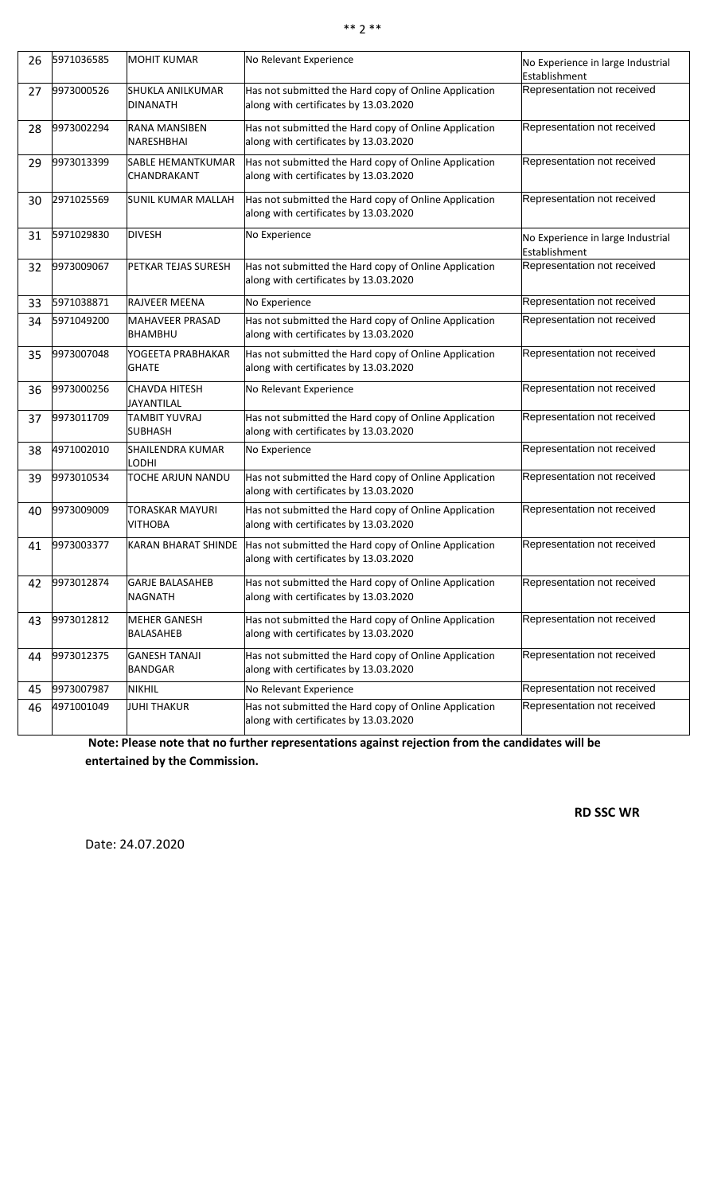| | | | | |
|---|---|---|---|---|
| 26 | 5971036585 | MOHIT KUMAR | No Relevant Experience | No Experience in large Industrial Establishment |
| 27 | 9973000526 | SHUKLA ANILKUMAR DINANATH | Has not submitted the Hard copy of Online Application along with certificates by 13.03.2020 | Representation not received |
| 28 | 9973002294 | RANA MANSIBEN NARESHBHAI | Has not submitted the Hard copy of Online Application along with certificates by 13.03.2020 | Representation not received |
| 29 | 9973013399 | SABLE HEMANTKUMAR CHANDRAKANT | Has not submitted the Hard copy of Online Application along with certificates by 13.03.2020 | Representation not received |
| 30 | 2971025569 | SUNIL KUMAR MALLAH | Has not submitted the Hard copy of Online Application along with certificates by 13.03.2020 | Representation not received |
| 31 | 5971029830 | DIVESH | No Experience | No Experience in large Industrial Establishment |
| 32 | 9973009067 | PETKAR TEJAS SURESH | Has not submitted the Hard copy of Online Application along with certificates by 13.03.2020 | Representation not received |
| 33 | 5971038871 | RAJVEER MEENA | No Experience | Representation not received |
| 34 | 5971049200 | MAHAVEER PRASAD BHAMBHU | Has not submitted the Hard copy of Online Application along with certificates by 13.03.2020 | Representation not received |
| 35 | 9973007048 | YOGEETA PRABHAKAR GHATE | Has not submitted the Hard copy of Online Application along with certificates by 13.03.2020 | Representation not received |
| 36 | 9973000256 | CHAVDA HITESH JAYANTILAL | No Relevant Experience | Representation not received |
| 37 | 9973011709 | TAMBIT YUVRAJ SUBHASH | Has not submitted the Hard copy of Online Application along with certificates by 13.03.2020 | Representation not received |
| 38 | 4971002010 | SHAILENDRA KUMAR LODHI | No Experience | Representation not received |
| 39 | 9973010534 | TOCHE ARJUN NANDU | Has not submitted the Hard copy of Online Application along with certificates by 13.03.2020 | Representation not received |
| 40 | 9973009009 | TORASKAR MAYURI VITHOBA | Has not submitted the Hard copy of Online Application along with certificates by 13.03.2020 | Representation not received |
| 41 | 9973003377 | KARAN BHARAT SHINDE | Has not submitted the Hard copy of Online Application along with certificates by 13.03.2020 | Representation not received |
| 42 | 9973012874 | GARJE BALASAHEB NAGNATH | Has not submitted the Hard copy of Online Application along with certificates by 13.03.2020 | Representation not received |
| 43 | 9973012812 | MEHER GANESH BALASAHEB | Has not submitted the Hard copy of Online Application along with certificates by 13.03.2020 | Representation not received |
| 44 | 9973012375 | GANESH TANAJI BANDGAR | Has not submitted the Hard copy of Online Application along with certificates by 13.03.2020 | Representation not received |
| 45 | 9973007987 | NIKHIL | No Relevant Experience | Representation not received |
| 46 | 4971001049 | JUHI THAKUR | Has not submitted the Hard copy of Online Application along with certificates by 13.03.2020 | Representation not received |

**Note: Please note that no further representations against rejection from the candidates will be entertained by the Commission.**

**RD SSC WR**

Date: 24.07.2020